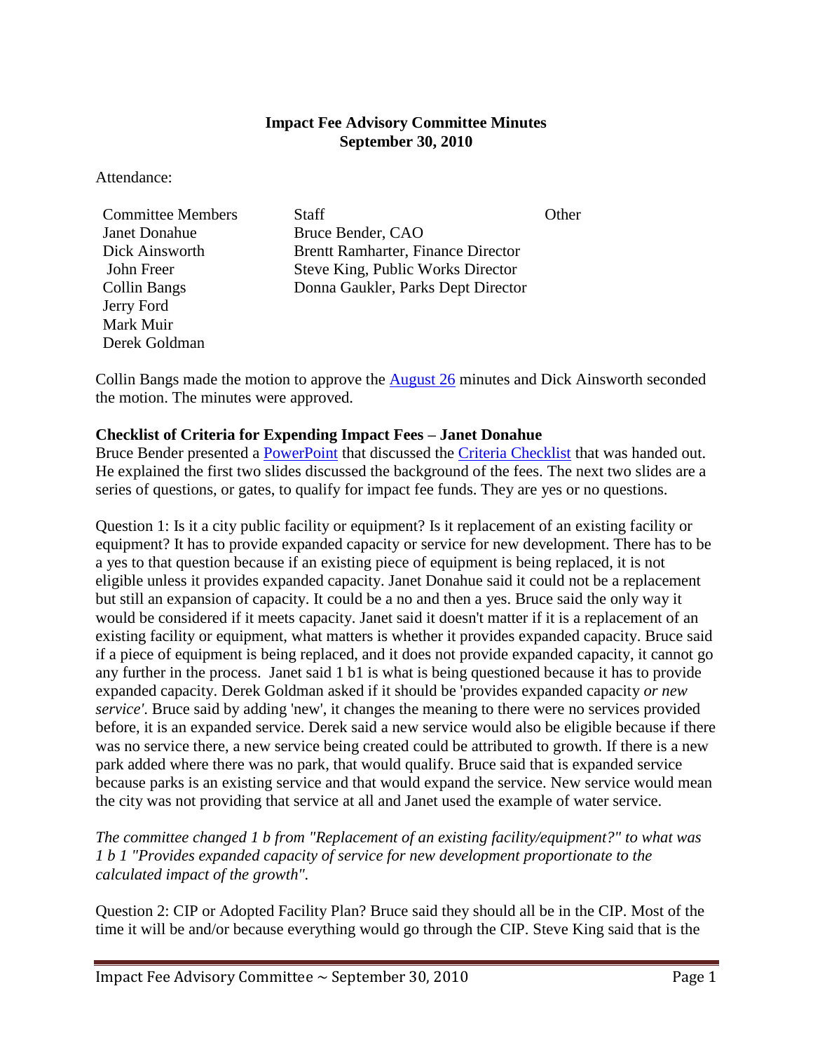**Impact Fee Advisory Committee Minutes**
**September 30, 2010**

Attendance:

| Committee Members | Staff | Other |
|---|---|---|
| Janet Donahue | Bruce Bender, CAO | |
| Dick Ainsworth | Brentt Ramharter, Finance Director | |
| John Freer | Steve King, Public Works Director | |
| Collin Bangs | Donna Gaukler, Parks Dept Director | |
| Jerry Ford | | |
| Mark Muir | | |
| Derek Goldman | | |

Collin Bangs made the motion to approve the August 26 minutes and Dick Ainsworth seconded the motion. The minutes were approved.

**Checklist of Criteria for Expending Impact Fees – Janet Donahue**

Bruce Bender presented a PowerPoint that discussed the Criteria Checklist that was handed out. He explained the first two slides discussed the background of the fees. The next two slides are a series of questions, or gates, to qualify for impact fee funds. They are yes or no questions.

Question 1: Is it a city public facility or equipment? Is it replacement of an existing facility or equipment? It has to provide expanded capacity or service for new development. There has to be a yes to that question because if an existing piece of equipment is being replaced, it is not eligible unless it provides expanded capacity. Janet Donahue said it could not be a replacement but still an expansion of capacity. It could be a no and then a yes. Bruce said the only way it would be considered if it meets capacity. Janet said it doesn't matter if it is a replacement of an existing facility or equipment, what matters is whether it provides expanded capacity. Bruce said if a piece of equipment is being replaced, and it does not provide expanded capacity, it cannot go any further in the process. Janet said 1 b1 is what is being questioned because it has to provide expanded capacity. Derek Goldman asked if it should be 'provides expanded capacity *or new service'*. Bruce said by adding 'new', it changes the meaning to there were no services provided before, it is an expanded service. Derek said a new service would also be eligible because if there was no service there, a new service being created could be attributed to growth. If there is a new park added where there was no park, that would qualify. Bruce said that is expanded service because parks is an existing service and that would expand the service. New service would mean the city was not providing that service at all and Janet used the example of water service.

*The committee changed 1 b from "Replacement of an existing facility/equipment?" to what was 1 b 1 "Provides expanded capacity of service for new development proportionate to the calculated impact of the growth".*

Question 2: CIP or Adopted Facility Plan? Bruce said they should all be in the CIP. Most of the time it will be and/or because everything would go through the CIP. Steve King said that is the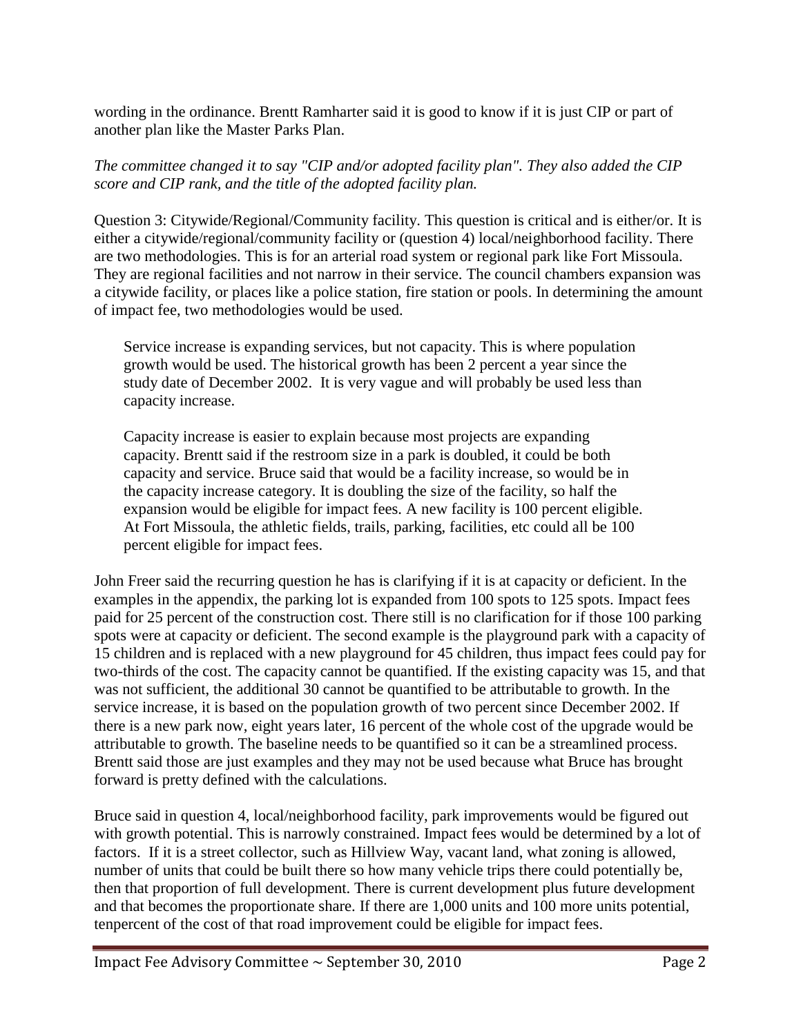wording in the ordinance. Brentt Ramharter said it is good to know if it is just CIP or part of another plan like the Master Parks Plan.

*The committee changed it to say "CIP and/or adopted facility plan". They also added the CIP score and CIP rank, and the title of the adopted facility plan.*

Question 3: Citywide/Regional/Community facility. This question is critical and is either/or. It is either a citywide/regional/community facility or (question 4) local/neighborhood facility. There are two methodologies. This is for an arterial road system or regional park like Fort Missoula. They are regional facilities and not narrow in their service. The council chambers expansion was a citywide facility, or places like a police station, fire station or pools. In determining the amount of impact fee, two methodologies would be used.

> Service increase is expanding services, but not capacity. This is where population growth would be used. The historical growth has been 2 percent a year since the study date of December 2002. It is very vague and will probably be used less than capacity increase.
>
> Capacity increase is easier to explain because most projects are expanding capacity. Brentt said if the restroom size in a park is doubled, it could be both capacity and service. Bruce said that would be a facility increase, so would be in the capacity increase category. It is doubling the size of the facility, so half the expansion would be eligible for impact fees. A new facility is 100 percent eligible. At Fort Missoula, the athletic fields, trails, parking, facilities, etc could all be 100 percent eligible for impact fees.

John Freer said the recurring question he has is clarifying if it is at capacity or deficient. In the examples in the appendix, the parking lot is expanded from 100 spots to 125 spots. Impact fees paid for 25 percent of the construction cost. There still is no clarification for if those 100 parking spots were at capacity or deficient. The second example is the playground park with a capacity of 15 children and is replaced with a new playground for 45 children, thus impact fees could pay for two-thirds of the cost. The capacity cannot be quantified. If the existing capacity was 15, and that was not sufficient, the additional 30 cannot be quantified to be attributable to growth. In the service increase, it is based on the population growth of two percent since December 2002. If there is a new park now, eight years later, 16 percent of the whole cost of the upgrade would be attributable to growth. The baseline needs to be quantified so it can be a streamlined process. Brentt said those are just examples and they may not be used because what Bruce has brought forward is pretty defined with the calculations.

Bruce said in question 4, local/neighborhood facility, park improvements would be figured out with growth potential. This is narrowly constrained. Impact fees would be determined by a lot of factors. If it is a street collector, such as Hillview Way, vacant land, what zoning is allowed, number of units that could be built there so how many vehicle trips there could potentially be, then that proportion of full development. There is current development plus future development and that becomes the proportionate share. If there are 1,000 units and 100 more units potential, tenpercent of the cost of that road improvement could be eligible for impact fees.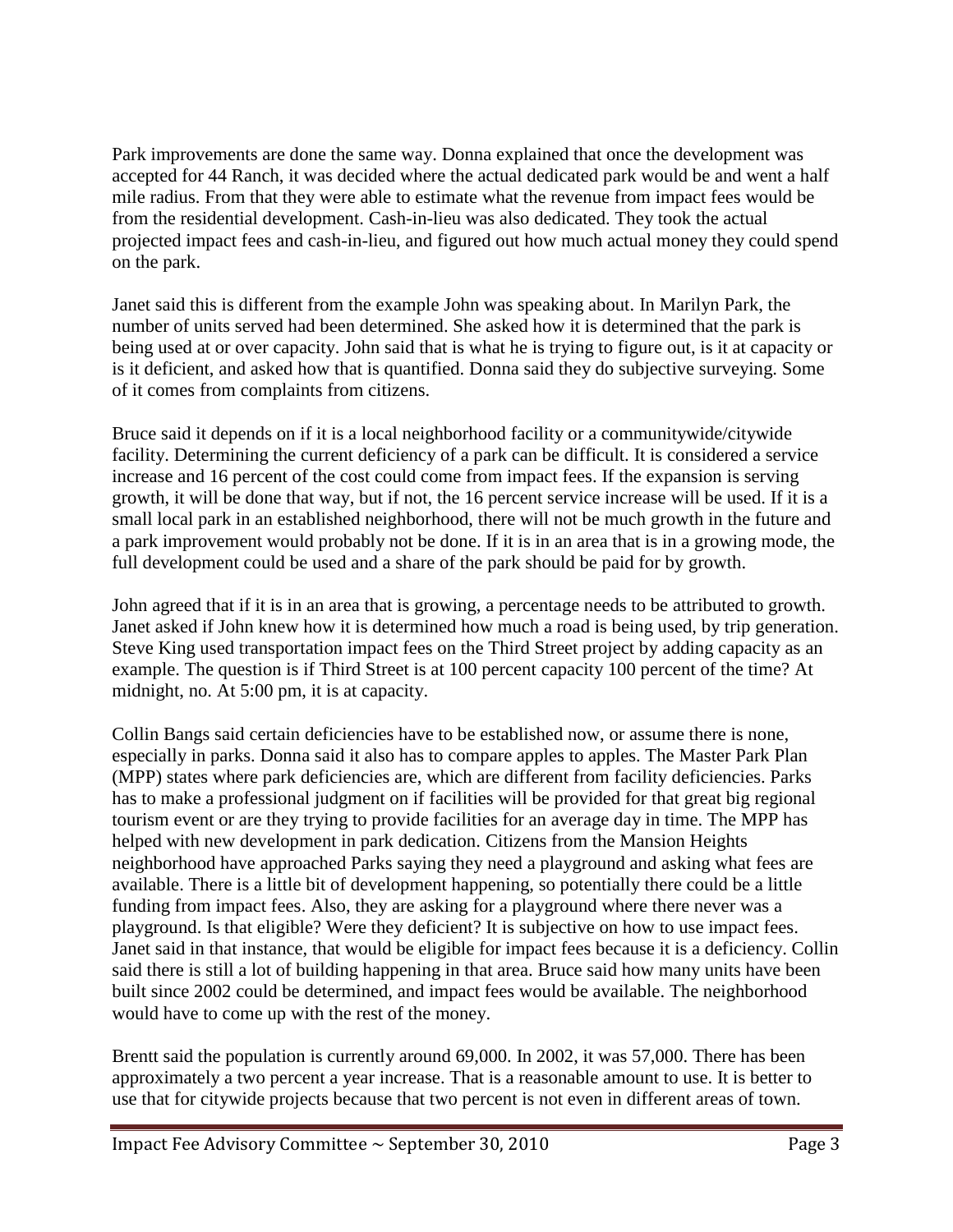Park improvements are done the same way. Donna explained that once the development was accepted for 44 Ranch, it was decided where the actual dedicated park would be and went a half mile radius. From that they were able to estimate what the revenue from impact fees would be from the residential development. Cash-in-lieu was also dedicated. They took the actual projected impact fees and cash-in-lieu, and figured out how much actual money they could spend on the park.

Janet said this is different from the example John was speaking about. In Marilyn Park, the number of units served had been determined. She asked how it is determined that the park is being used at or over capacity. John said that is what he is trying to figure out, is it at capacity or is it deficient, and asked how that is quantified. Donna said they do subjective surveying. Some of it comes from complaints from citizens.

Bruce said it depends on if it is a local neighborhood facility or a communitywide/citywide facility. Determining the current deficiency of a park can be difficult. It is considered a service increase and 16 percent of the cost could come from impact fees. If the expansion is serving growth, it will be done that way, but if not, the 16 percent service increase will be used. If it is a small local park in an established neighborhood, there will not be much growth in the future and a park improvement would probably not be done. If it is in an area that is in a growing mode, the full development could be used and a share of the park should be paid for by growth.

John agreed that if it is in an area that is growing, a percentage needs to be attributed to growth. Janet asked if John knew how it is determined how much a road is being used, by trip generation. Steve King used transportation impact fees on the Third Street project by adding capacity as an example. The question is if Third Street is at 100 percent capacity 100 percent of the time? At midnight, no. At 5:00 pm, it is at capacity.

Collin Bangs said certain deficiencies have to be established now, or assume there is none, especially in parks. Donna said it also has to compare apples to apples. The Master Park Plan (MPP) states where park deficiencies are, which are different from facility deficiencies. Parks has to make a professional judgment on if facilities will be provided for that great big regional tourism event or are they trying to provide facilities for an average day in time. The MPP has helped with new development in park dedication. Citizens from the Mansion Heights neighborhood have approached Parks saying they need a playground and asking what fees are available. There is a little bit of development happening, so potentially there could be a little funding from impact fees. Also, they are asking for a playground where there never was a playground. Is that eligible? Were they deficient? It is subjective on how to use impact fees. Janet said in that instance, that would be eligible for impact fees because it is a deficiency. Collin said there is still a lot of building happening in that area. Bruce said how many units have been built since 2002 could be determined, and impact fees would be available. The neighborhood would have to come up with the rest of the money.

Brentt said the population is currently around 69,000. In 2002, it was 57,000. There has been approximately a two percent a year increase. That is a reasonable amount to use. It is better to use that for citywide projects because that two percent is not even in different areas of town.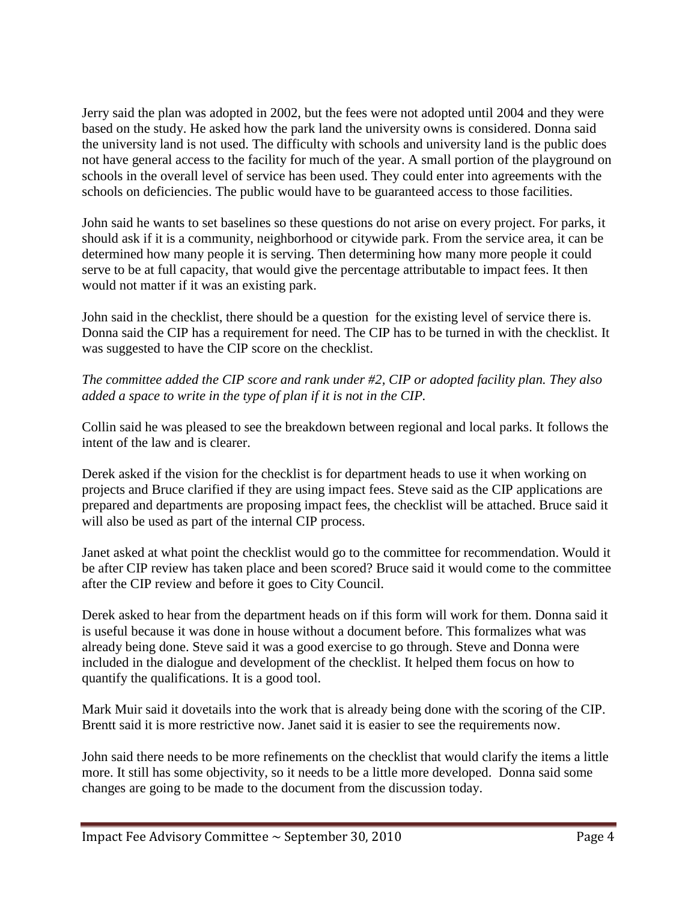Jerry said the plan was adopted in 2002, but the fees were not adopted until 2004 and they were based on the study. He asked how the park land the university owns is considered. Donna said the university land is not used. The difficulty with schools and university land is the public does not have general access to the facility for much of the year. A small portion of the playground on schools in the overall level of service has been used. They could enter into agreements with the schools on deficiencies. The public would have to be guaranteed access to those facilities.

John said he wants to set baselines so these questions do not arise on every project. For parks, it should ask if it is a community, neighborhood or citywide park. From the service area, it can be determined how many people it is serving. Then determining how many more people it could serve to be at full capacity, that would give the percentage attributable to impact fees. It then would not matter if it was an existing park.

John said in the checklist, there should be a question for the existing level of service there is. Donna said the CIP has a requirement for need. The CIP has to be turned in with the checklist. It was suggested to have the CIP score on the checklist.

*The committee added the CIP score and rank under #2, CIP or adopted facility plan. They also added a space to write in the type of plan if it is not in the CIP.*

Collin said he was pleased to see the breakdown between regional and local parks. It follows the intent of the law and is clearer.

Derek asked if the vision for the checklist is for department heads to use it when working on projects and Bruce clarified if they are using impact fees. Steve said as the CIP applications are prepared and departments are proposing impact fees, the checklist will be attached. Bruce said it will also be used as part of the internal CIP process.

Janet asked at what point the checklist would go to the committee for recommendation. Would it be after CIP review has taken place and been scored? Bruce said it would come to the committee after the CIP review and before it goes to City Council.

Derek asked to hear from the department heads on if this form will work for them. Donna said it is useful because it was done in house without a document before. This formalizes what was already being done. Steve said it was a good exercise to go through. Steve and Donna were included in the dialogue and development of the checklist. It helped them focus on how to quantify the qualifications. It is a good tool.

Mark Muir said it dovetails into the work that is already being done with the scoring of the CIP. Brentt said it is more restrictive now. Janet said it is easier to see the requirements now.

John said there needs to be more refinements on the checklist that would clarify the items a little more. It still has some objectivity, so it needs to be a little more developed. Donna said some changes are going to be made to the document from the discussion today.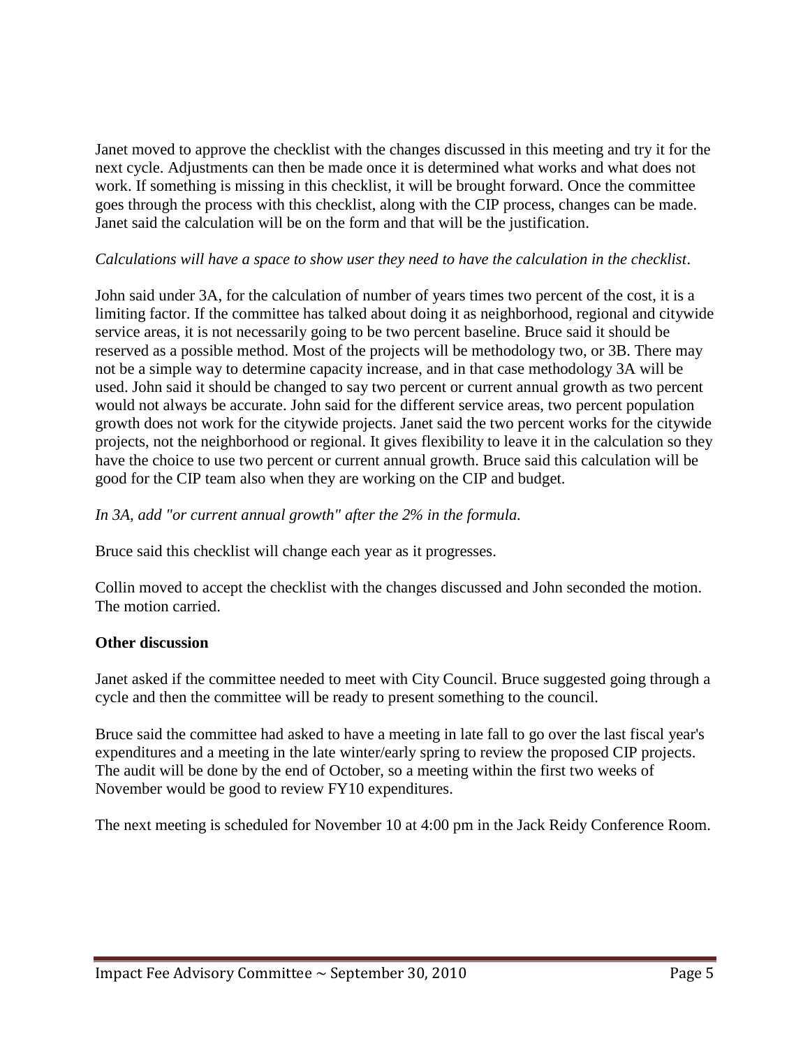Janet moved to approve the checklist with the changes discussed in this meeting and try it for the next cycle. Adjustments can then be made once it is determined what works and what does not work. If something is missing in this checklist, it will be brought forward. Once the committee goes through the process with this checklist, along with the CIP process, changes can be made. Janet said the calculation will be on the form and that will be the justification.

*Calculations will have a space to show user they need to have the calculation in the checklist.*

John said under 3A, for the calculation of number of years times two percent of the cost, it is a limiting factor. If the committee has talked about doing it as neighborhood, regional and citywide service areas, it is not necessarily going to be two percent baseline. Bruce said it should be reserved as a possible method. Most of the projects will be methodology two, or 3B. There may not be a simple way to determine capacity increase, and in that case methodology 3A will be used. John said it should be changed to say two percent or current annual growth as two percent would not always be accurate. John said for the different service areas, two percent population growth does not work for the citywide projects. Janet said the two percent works for the citywide projects, not the neighborhood or regional. It gives flexibility to leave it in the calculation so they have the choice to use two percent or current annual growth. Bruce said this calculation will be good for the CIP team also when they are working on the CIP and budget.

*In 3A, add "or current annual growth" after the 2% in the formula.*

Bruce said this checklist will change each year as it progresses.

Collin moved to accept the checklist with the changes discussed and John seconded the motion. The motion carried.

**Other discussion**

Janet asked if the committee needed to meet with City Council. Bruce suggested going through a cycle and then the committee will be ready to present something to the council.

Bruce said the committee had asked to have a meeting in late fall to go over the last fiscal year's expenditures and a meeting in the late winter/early spring to review the proposed CIP projects. The audit will be done by the end of October, so a meeting within the first two weeks of November would be good to review FY10 expenditures.

The next meeting is scheduled for November 10 at 4:00 pm in the Jack Reidy Conference Room.